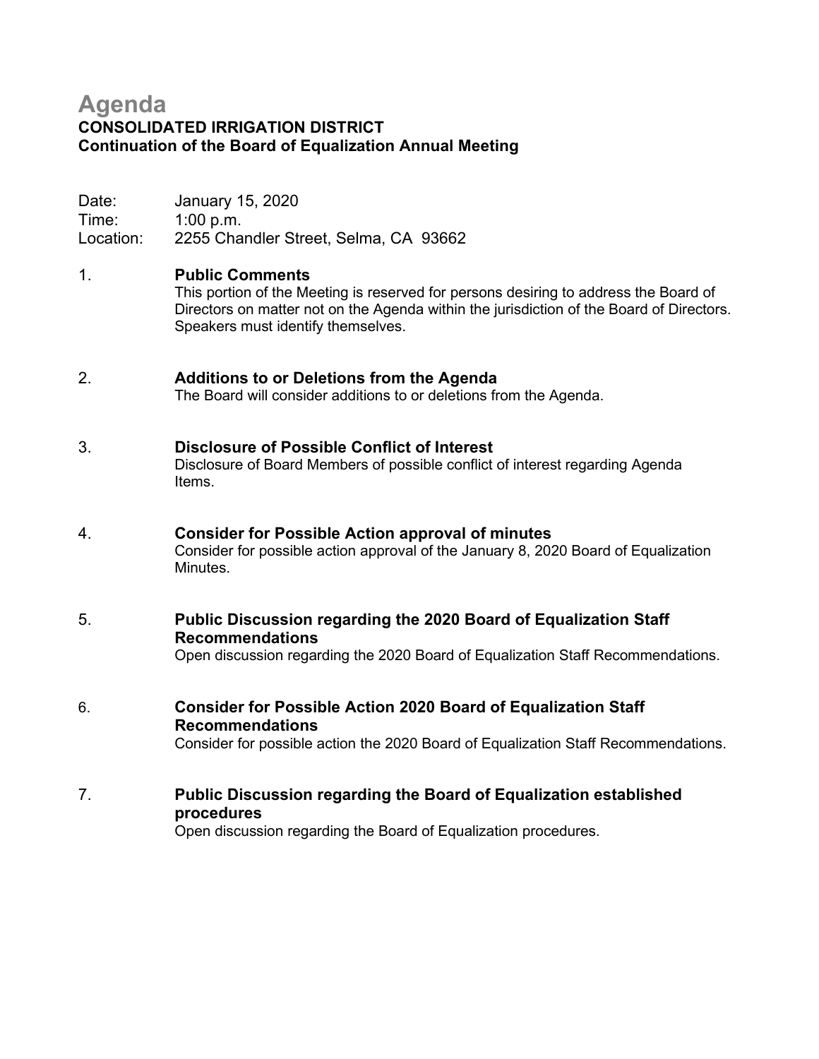# Agenda

**CONSOLIDATED IRRIGATION DISTRICT**
**Continuation of the Board of Equalization Annual Meeting**

Date: January 15, 2020
Time: 1:00 p.m.
Location: 2255 Chandler Street, Selma, CA 93662

1. **Public Comments**
   This portion of the Meeting is reserved for persons desiring to address the Board of Directors on matter not on the Agenda within the jurisdiction of the Board of Directors. Speakers must identify themselves.

2. **Additions to or Deletions from the Agenda**
   The Board will consider additions to or deletions from the Agenda.

3. **Disclosure of Possible Conflict of Interest**
   Disclosure of Board Members of possible conflict of interest regarding Agenda Items.

4. **Consider for Possible Action approval of minutes**
   Consider for possible action approval of the January 8, 2020 Board of Equalization Minutes.

5. **Public Discussion regarding the 2020 Board of Equalization Staff Recommendations**
   Open discussion regarding the 2020 Board of Equalization Staff Recommendations.

6. **Consider for Possible Action 2020 Board of Equalization Staff Recommendations**
   Consider for possible action the 2020 Board of Equalization Staff Recommendations.

7. **Public Discussion regarding the Board of Equalization established procedures**
   Open discussion regarding the Board of Equalization procedures.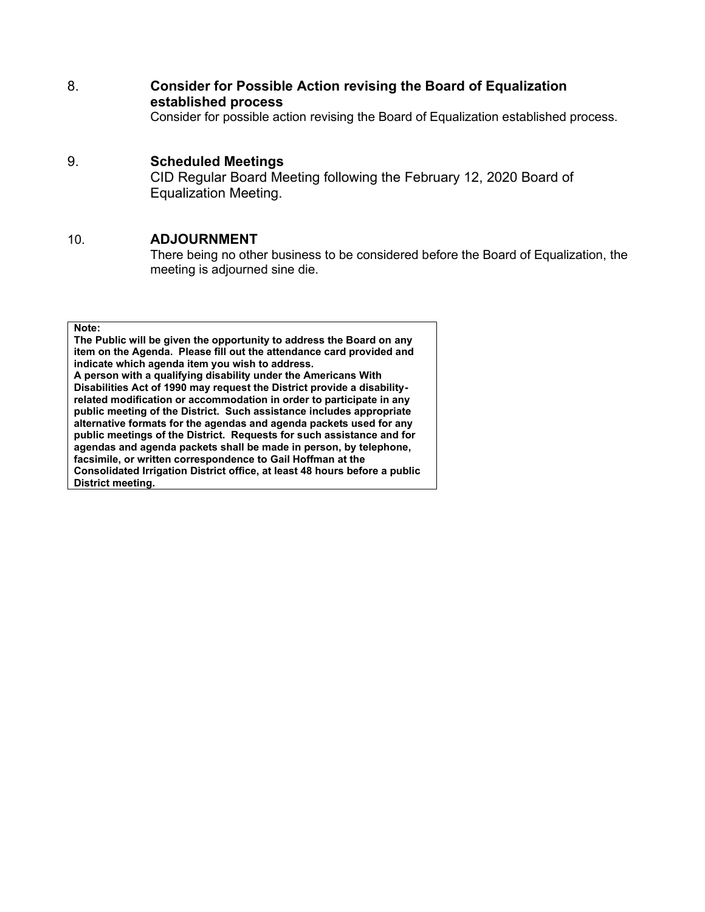8. **Consider for Possible Action revising the Board of Equalization established process**

   Consider for possible action revising the Board of Equalization established process.

9. **Scheduled Meetings**

   CID Regular Board Meeting following the February 12, 2020 Board of Equalization Meeting.

10. **ADJOURNMENT**

    There being no other business to be considered before the Board of Equalization, the meeting is adjourned sine die.

**Note:**
**The Public will be given the opportunity to address the Board on any item on the Agenda. Please fill out the attendance card provided and indicate which agenda item you wish to address.**
**A person with a qualifying disability under the Americans With Disabilities Act of 1990 may request the District provide a disability-related modification or accommodation in order to participate in any public meeting of the District. Such assistance includes appropriate alternative formats for the agendas and agenda packets used for any public meetings of the District. Requests for such assistance and for agendas and agenda packets shall be made in person, by telephone, facsimile, or written correspondence to Gail Hoffman at the Consolidated Irrigation District office, at least 48 hours before a public District meeting.**